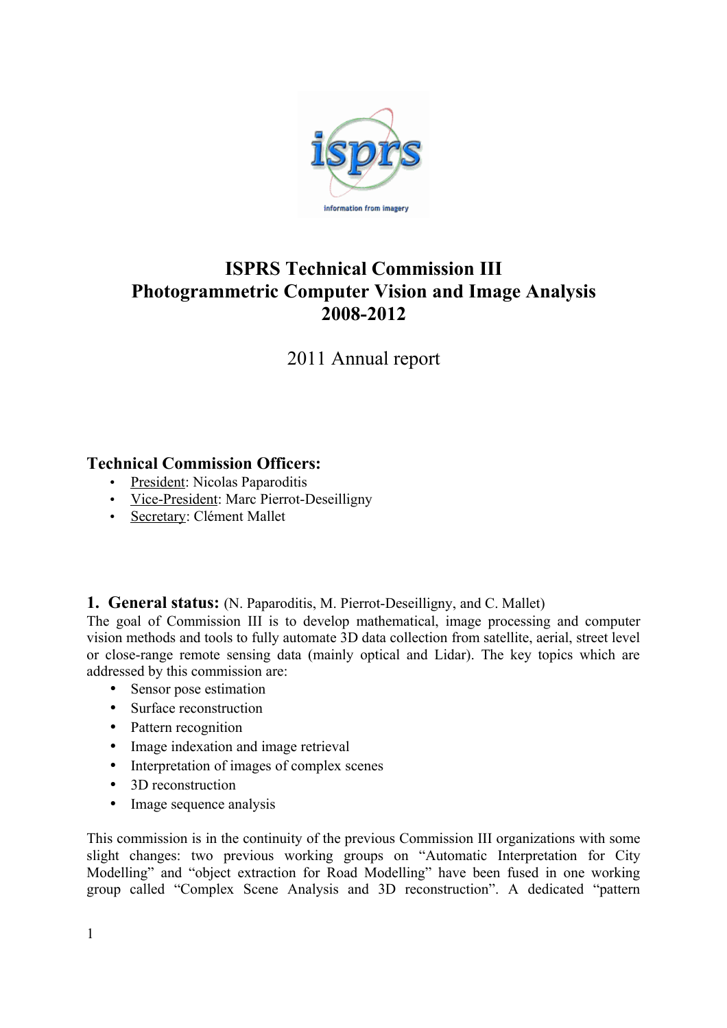# ISPRS Technical Commission III
# Photogrammetric Computer Vision and Image Analysis
# 2008-2012

2011 Annual report

## Technical Commission Officers:

- President: Nicolas Paparoditis
- Vice-President: Marc Pierrot-Deseilligny
- Secretary: Clément Mallet

## 1. General status: (N. Paparoditis, M. Pierrot-Deseilligny, and C. Mallet)

The goal of Commission III is to develop mathematical, image processing and computer vision methods and tools to fully automate 3D data collection from satellite, aerial, street level or close-range remote sensing data (mainly optical and Lidar). The key topics which are addressed by this commission are:

- Sensor pose estimation
- Surface reconstruction
- Pattern recognition
- Image indexation and image retrieval
- Interpretation of images of complex scenes
- 3D reconstruction
- Image sequence analysis

This commission is in the continuity of the previous Commission III organizations with some slight changes: two previous working groups on "Automatic Interpretation for City Modelling" and "object extraction for Road Modelling" have been fused in one working group called "Complex Scene Analysis and 3D reconstruction". A dedicated "pattern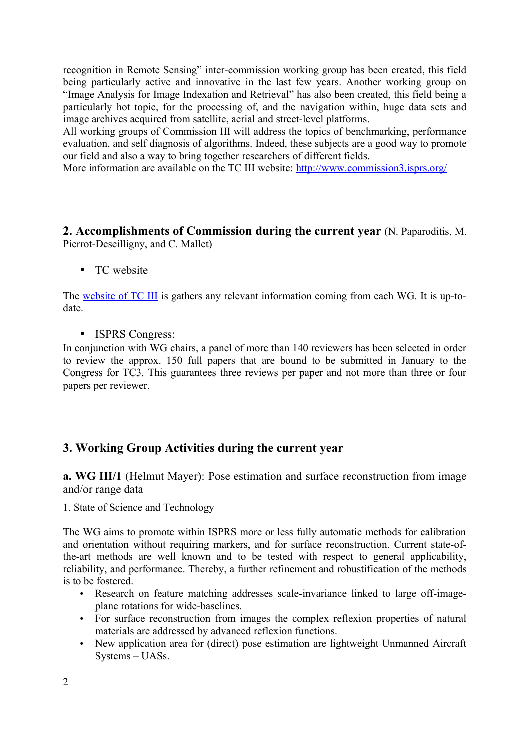recognition in Remote Sensing" inter-commission working group has been created, this field being particularly active and innovative in the last few years. Another working group on "Image Analysis for Image Indexation and Retrieval" has also been created, this field being a particularly hot topic, for the processing of, and the navigation within, huge data sets and image archives acquired from satellite, aerial and street-level platforms.

All working groups of Commission III will address the topics of benchmarking, performance evaluation, and self diagnosis of algorithms. Indeed, these subjects are a good way to promote our field and also a way to bring together researchers of different fields.

More information are available on the TC III website: [http://www.commission3.isprs.org/](http://www.commission3.isprs.org/)

## 2. Accomplishments of Commission during the current year (N. Paparoditis, M. Pierrot-Deseilligny, and C. Mallet)

- TC website

The website of TC III is gathers any relevant information coming from each WG. It is up-to-date.

- ISPRS Congress:

In conjunction with WG chairs, a panel of more than 140 reviewers has been selected in order to review the approx. 150 full papers that are bound to be submitted in January to the Congress for TC3. This guarantees three reviews per paper and not more than three or four papers per reviewer.

## 3. Working Group Activities during the current year

**a. WG III/1** (Helmut Mayer): Pose estimation and surface reconstruction from image and/or range data

1. State of Science and Technology

The WG aims to promote within ISPRS more or less fully automatic methods for calibration and orientation without requiring markers, and for surface reconstruction. Current state-of-the-art methods are well known and to be tested with respect to general applicability, reliability, and performance. Thereby, a further refinement and robustification of the methods is to be fostered.

- Research on feature matching addresses scale-invariance linked to large off-image-plane rotations for wide-baselines.
- For surface reconstruction from images the complex reflexion properties of natural materials are addressed by advanced reflexion functions.
- New application area for (direct) pose estimation are lightweight Unmanned Aircraft Systems – UASs.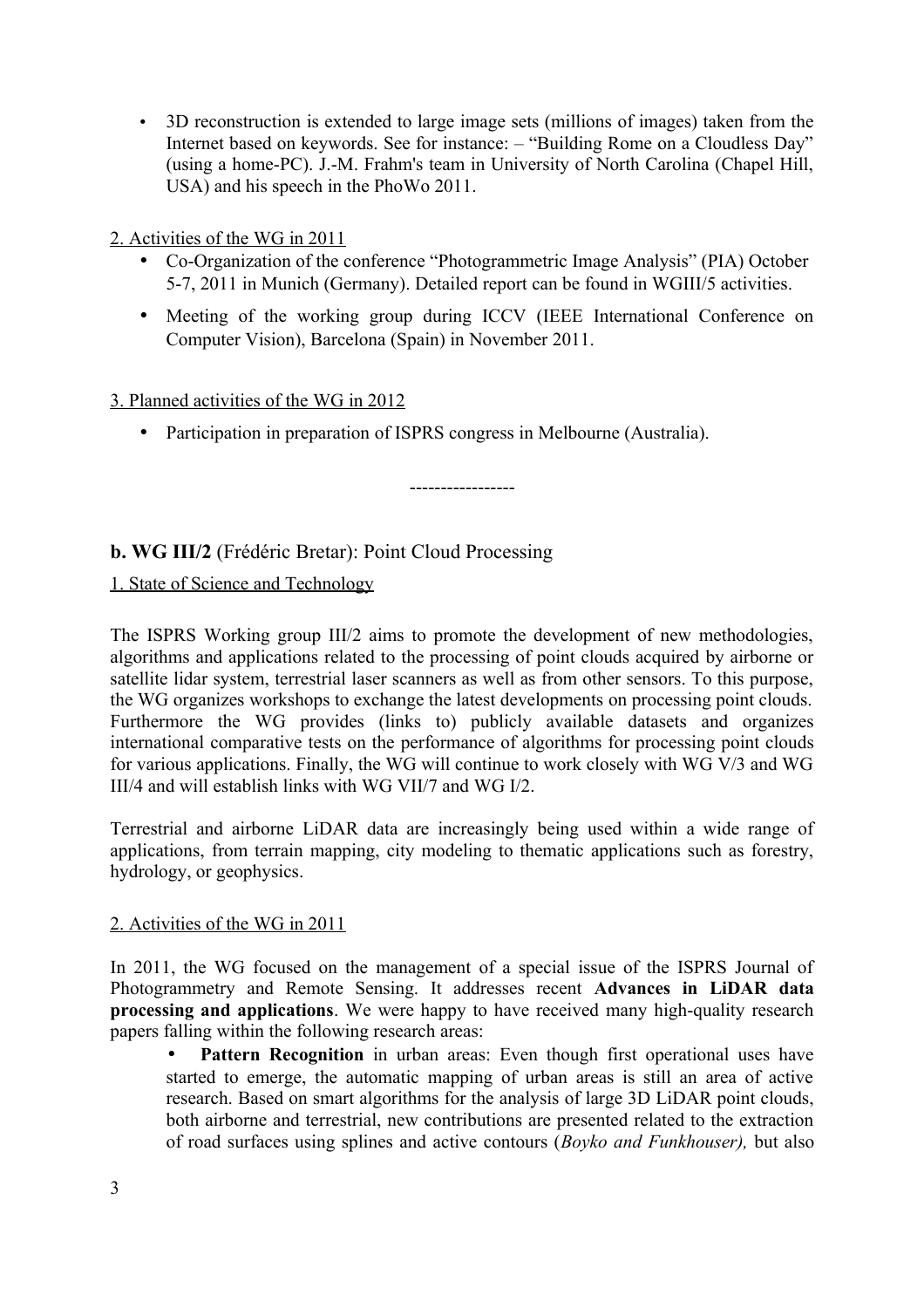- 3D reconstruction is extended to large image sets (millions of images) taken from the Internet based on keywords. See for instance: – "Building Rome on a Cloudless Day" (using a home-PC). J.-M. Frahm's team in University of North Carolina (Chapel Hill, USA) and his speech in the PhoWo 2011.

2. Activities of the WG in 2011

- Co-Organization of the conference "Photogrammetric Image Analysis" (PIA) October 5-7, 2011 in Munich (Germany). Detailed report can be found in WGIII/5 activities.
- Meeting of the working group during ICCV (IEEE International Conference on Computer Vision), Barcelona (Spain) in November 2011.

3. Planned activities of the WG in 2012

- Participation in preparation of ISPRS congress in Melbourne (Australia).

-----------------

**b. WG III/2** (Frédéric Bretar): Point Cloud Processing

1. State of Science and Technology

The ISPRS Working group III/2 aims to promote the development of new methodologies, algorithms and applications related to the processing of point clouds acquired by airborne or satellite lidar system, terrestrial laser scanners as well as from other sensors. To this purpose, the WG organizes workshops to exchange the latest developments on processing point clouds. Furthermore the WG provides (links to) publicly available datasets and organizes international comparative tests on the performance of algorithms for processing point clouds for various applications. Finally, the WG will continue to work closely with WG V/3 and WG III/4 and will establish links with WG VII/7 and WG I/2.

Terrestrial and airborne LiDAR data are increasingly being used within a wide range of applications, from terrain mapping, city modeling to thematic applications such as forestry, hydrology, or geophysics.

2. Activities of the WG in 2011

In 2011, the WG focused on the management of a special issue of the ISPRS Journal of Photogrammetry and Remote Sensing. It addresses recent **Advances in LiDAR data processing and applications**. We were happy to have received many high-quality research papers falling within the following research areas:

- **Pattern Recognition** in urban areas: Even though first operational uses have started to emerge, the automatic mapping of urban areas is still an area of active research. Based on smart algorithms for the analysis of large 3D LiDAR point clouds, both airborne and terrestrial, new contributions are presented related to the extraction of road surfaces using splines and active contours (*Boyko and Funkhouser),* but also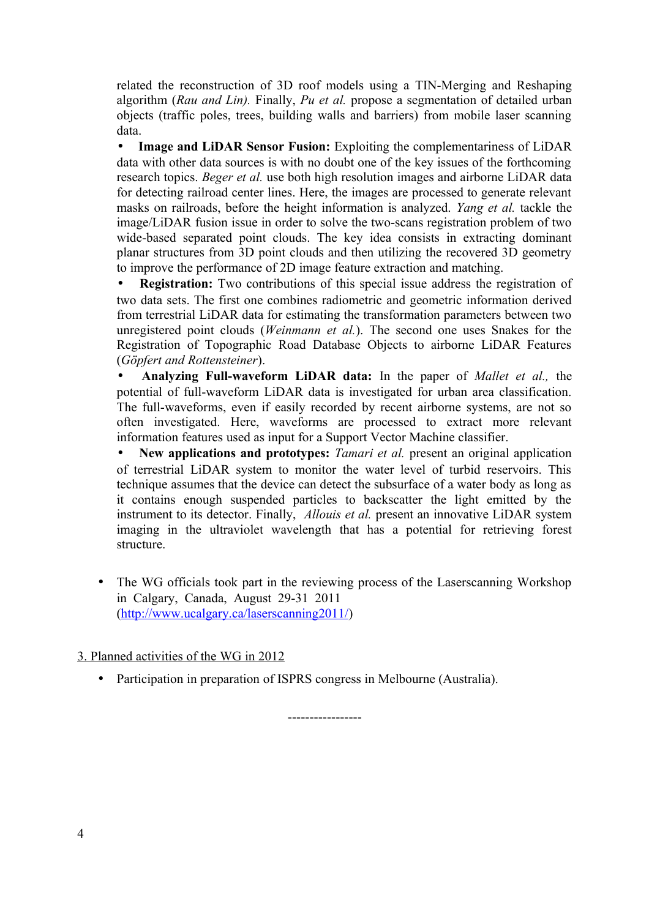related the reconstruction of 3D roof models using a TIN-Merging and Reshaping algorithm (*Rau and Lin).* Finally, *Pu et al.* propose a segmentation of detailed urban objects (traffic poles, trees, building walls and barriers) from mobile laser scanning data.

- **Image and LiDAR Sensor Fusion:** Exploiting the complementariness of LiDAR data with other data sources is with no doubt one of the key issues of the forthcoming research topics. *Beger et al.* use both high resolution images and airborne LiDAR data for detecting railroad center lines. Here, the images are processed to generate relevant masks on railroads, before the height information is analyzed. *Yang et al.* tackle the image/LiDAR fusion issue in order to solve the two-scans registration problem of two wide-based separated point clouds. The key idea consists in extracting dominant planar structures from 3D point clouds and then utilizing the recovered 3D geometry to improve the performance of 2D image feature extraction and matching.
- **Registration:** Two contributions of this special issue address the registration of two data sets. The first one combines radiometric and geometric information derived from terrestrial LiDAR data for estimating the transformation parameters between two unregistered point clouds (*Weinmann et al.*). The second one uses Snakes for the Registration of Topographic Road Database Objects to airborne LiDAR Features (*Göpfert and Rottensteiner*).
- **Analyzing Full-waveform LiDAR data:** In the paper of *Mallet et al.,* the potential of full-waveform LiDAR data is investigated for urban area classification. The full-waveforms, even if easily recorded by recent airborne systems, are not so often investigated. Here, waveforms are processed to extract more relevant information features used as input for a Support Vector Machine classifier.
- **New applications and prototypes:** *Tamari et al.* present an original application of terrestrial LiDAR system to monitor the water level of turbid reservoirs. This technique assumes that the device can detect the subsurface of a water body as long as it contains enough suspended particles to backscatter the light emitted by the instrument to its detector. Finally, *Allouis et al.* present an innovative LiDAR system imaging in the ultraviolet wavelength that has a potential for retrieving forest structure.

- The WG officials took part in the reviewing process of the Laserscanning Workshop in Calgary, Canada, August 29-31 2011 (http://www.ucalgary.ca/laserscanning2011/)

3. Planned activities of the WG in 2012

- Participation in preparation of ISPRS congress in Melbourne (Australia).

----------------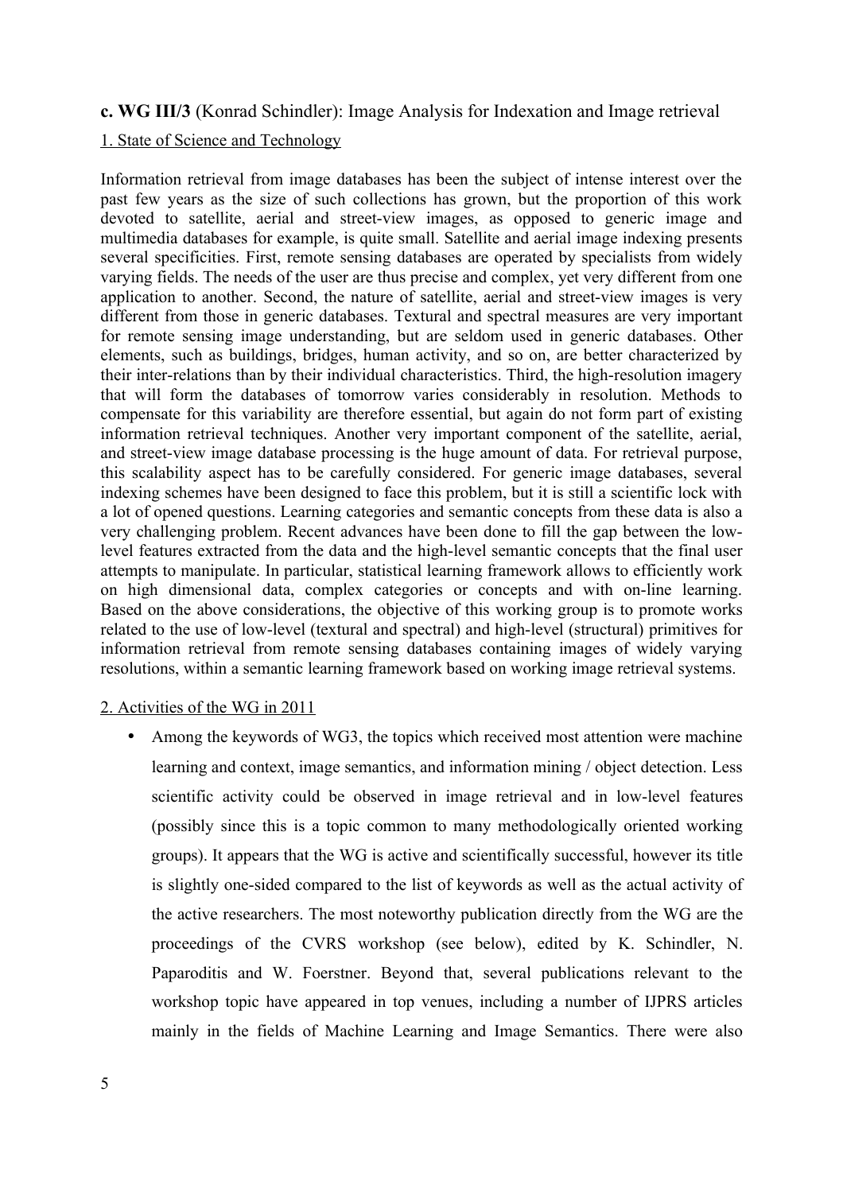**c. WG III/3** (Konrad Schindler): Image Analysis for Indexation and Image retrieval

1. State of Science and Technology

Information retrieval from image databases has been the subject of intense interest over the past few years as the size of such collections has grown, but the proportion of this work devoted to satellite, aerial and street-view images, as opposed to generic image and multimedia databases for example, is quite small. Satellite and aerial image indexing presents several specificities. First, remote sensing databases are operated by specialists from widely varying fields. The needs of the user are thus precise and complex, yet very different from one application to another. Second, the nature of satellite, aerial and street-view images is very different from those in generic databases. Textural and spectral measures are very important for remote sensing image understanding, but are seldom used in generic databases. Other elements, such as buildings, bridges, human activity, and so on, are better characterized by their inter-relations than by their individual characteristics. Third, the high-resolution imagery that will form the databases of tomorrow varies considerably in resolution. Methods to compensate for this variability are therefore essential, but again do not form part of existing information retrieval techniques. Another very important component of the satellite, aerial, and street-view image database processing is the huge amount of data. For retrieval purpose, this scalability aspect has to be carefully considered. For generic image databases, several indexing schemes have been designed to face this problem, but it is still a scientific lock with a lot of opened questions. Learning categories and semantic concepts from these data is also a very challenging problem. Recent advances have been done to fill the gap between the low-level features extracted from the data and the high-level semantic concepts that the final user attempts to manipulate. In particular, statistical learning framework allows to efficiently work on high dimensional data, complex categories or concepts and with on-line learning. Based on the above considerations, the objective of this working group is to promote works related to the use of low-level (textural and spectral) and high-level (structural) primitives for information retrieval from remote sensing databases containing images of widely varying resolutions, within a semantic learning framework based on working image retrieval systems.

2. Activities of the WG in 2011

- Among the keywords of WG3, the topics which received most attention were machine learning and context, image semantics, and information mining / object detection. Less scientific activity could be observed in image retrieval and in low-level features (possibly since this is a topic common to many methodologically oriented working groups). It appears that the WG is active and scientifically successful, however its title is slightly one-sided compared to the list of keywords as well as the actual activity of the active researchers. The most noteworthy publication directly from the WG are the proceedings of the CVRS workshop (see below), edited by K. Schindler, N. Paparoditis and W. Foerstner. Beyond that, several publications relevant to the workshop topic have appeared in top venues, including a number of IJPRS articles mainly in the fields of Machine Learning and Image Semantics. There were also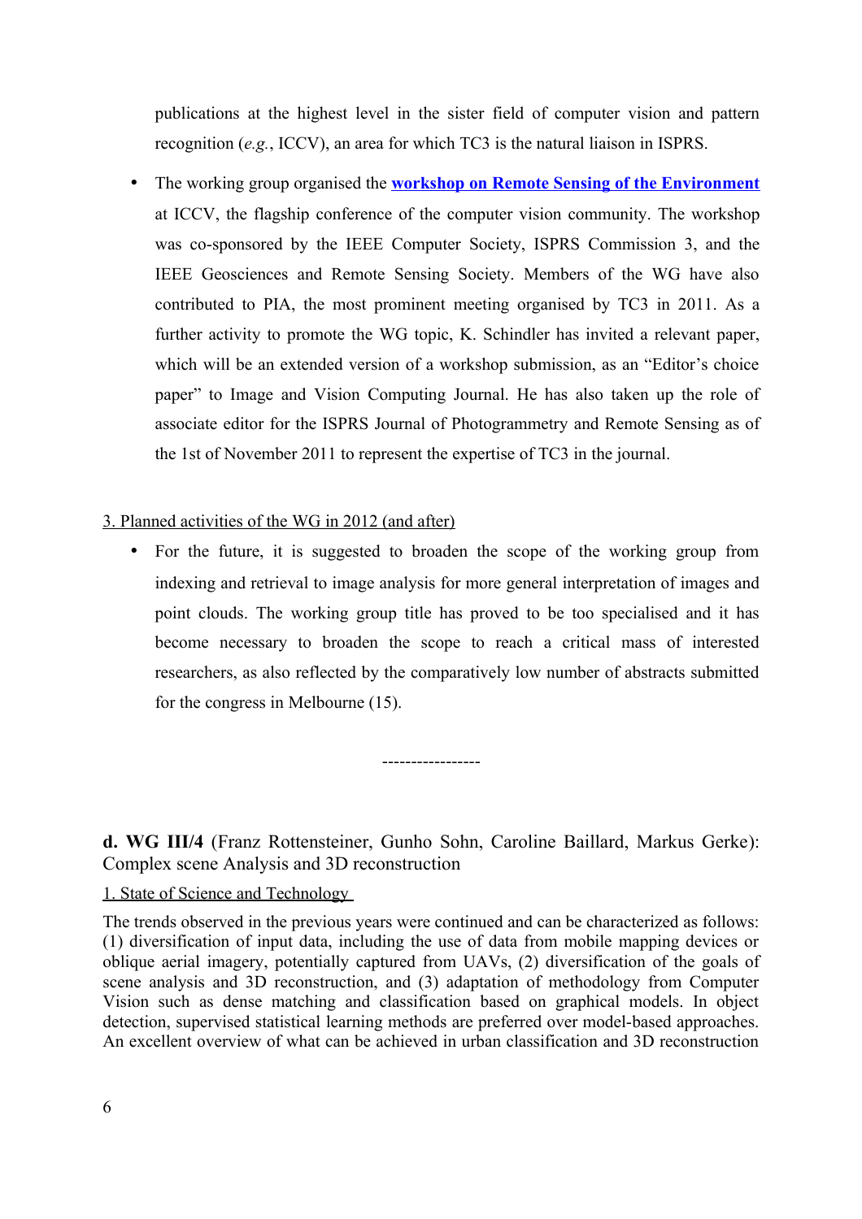publications at the highest level in the sister field of computer vision and pattern recognition (*e.g.*, ICCV), an area for which TC3 is the natural liaison in ISPRS.

- The working group organised the **workshop on Remote Sensing of the Environment** at ICCV, the flagship conference of the computer vision community. The workshop was co-sponsored by the IEEE Computer Society, ISPRS Commission 3, and the IEEE Geosciences and Remote Sensing Society. Members of the WG have also contributed to PIA, the most prominent meeting organised by TC3 in 2011. As a further activity to promote the WG topic, K. Schindler has invited a relevant paper, which will be an extended version of a workshop submission, as an "Editor's choice paper" to Image and Vision Computing Journal. He has also taken up the role of associate editor for the ISPRS Journal of Photogrammetry and Remote Sensing as of the 1st of November 2011 to represent the expertise of TC3 in the journal.

3. Planned activities of the WG in 2012 (and after)

- For the future, it is suggested to broaden the scope of the working group from indexing and retrieval to image analysis for more general interpretation of images and point clouds. The working group title has proved to be too specialised and it has become necessary to broaden the scope to reach a critical mass of interested researchers, as also reflected by the comparatively low number of abstracts submitted for the congress in Melbourne (15).

-----------------

**d. WG III/4** (Franz Rottensteiner, Gunho Sohn, Caroline Baillard, Markus Gerke): Complex scene Analysis and 3D reconstruction

1. State of Science and Technology

The trends observed in the previous years were continued and can be characterized as follows: (1) diversification of input data, including the use of data from mobile mapping devices or oblique aerial imagery, potentially captured from UAVs, (2) diversification of the goals of scene analysis and 3D reconstruction, and (3) adaptation of methodology from Computer Vision such as dense matching and classification based on graphical models. In object detection, supervised statistical learning methods are preferred over model-based approaches. An excellent overview of what can be achieved in urban classification and 3D reconstruction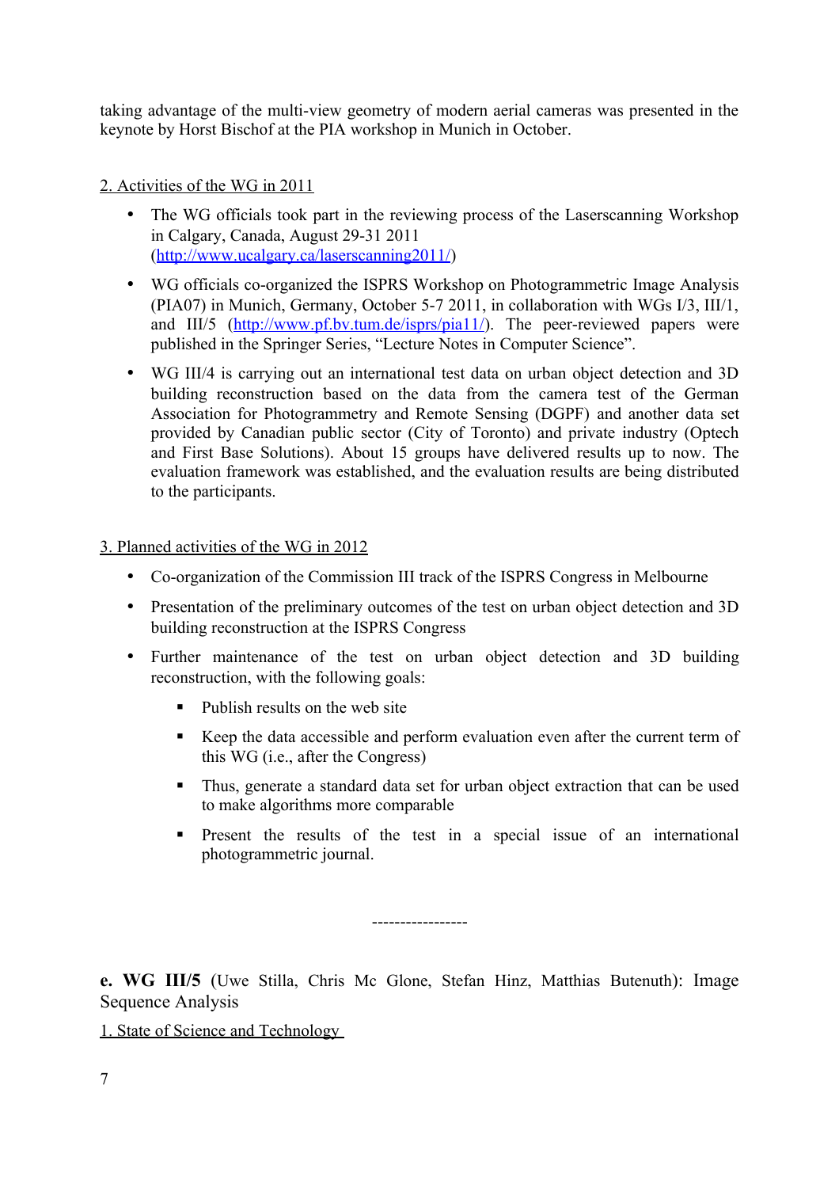taking advantage of the multi-view geometry of modern aerial cameras was presented in the keynote by Horst Bischof at the PIA workshop in Munich in October.

2. Activities of the WG in 2011

- The WG officials took part in the reviewing process of the Laserscanning Workshop in Calgary, Canada, August 29-31 2011 (http://www.ucalgary.ca/laserscanning2011/)
- WG officials co-organized the ISPRS Workshop on Photogrammetric Image Analysis (PIA07) in Munich, Germany, October 5-7 2011, in collaboration with WGs I/3, III/1, and III/5 (http://www.pf.bv.tum.de/isprs/pia11/). The peer-reviewed papers were published in the Springer Series, "Lecture Notes in Computer Science".
- WG III/4 is carrying out an international test data on urban object detection and 3D building reconstruction based on the data from the camera test of the German Association for Photogrammetry and Remote Sensing (DGPF) and another data set provided by Canadian public sector (City of Toronto) and private industry (Optech and First Base Solutions). About 15 groups have delivered results up to now. The evaluation framework was established, and the evaluation results are being distributed to the participants.

3. Planned activities of the WG in 2012

- Co-organization of the Commission III track of the ISPRS Congress in Melbourne
- Presentation of the preliminary outcomes of the test on urban object detection and 3D building reconstruction at the ISPRS Congress
- Further maintenance of the test on urban object detection and 3D building reconstruction, with the following goals:
  - Publish results on the web site
  - Keep the data accessible and perform evaluation even after the current term of this WG (i.e., after the Congress)
  - Thus, generate a standard data set for urban object extraction that can be used to make algorithms more comparable
  - Present the results of the test in a special issue of an international photogrammetric journal.

----------------

**e. WG III/5** (Uwe Stilla, Chris Mc Glone, Stefan Hinz, Matthias Butenuth): Image Sequence Analysis

1. State of Science and Technology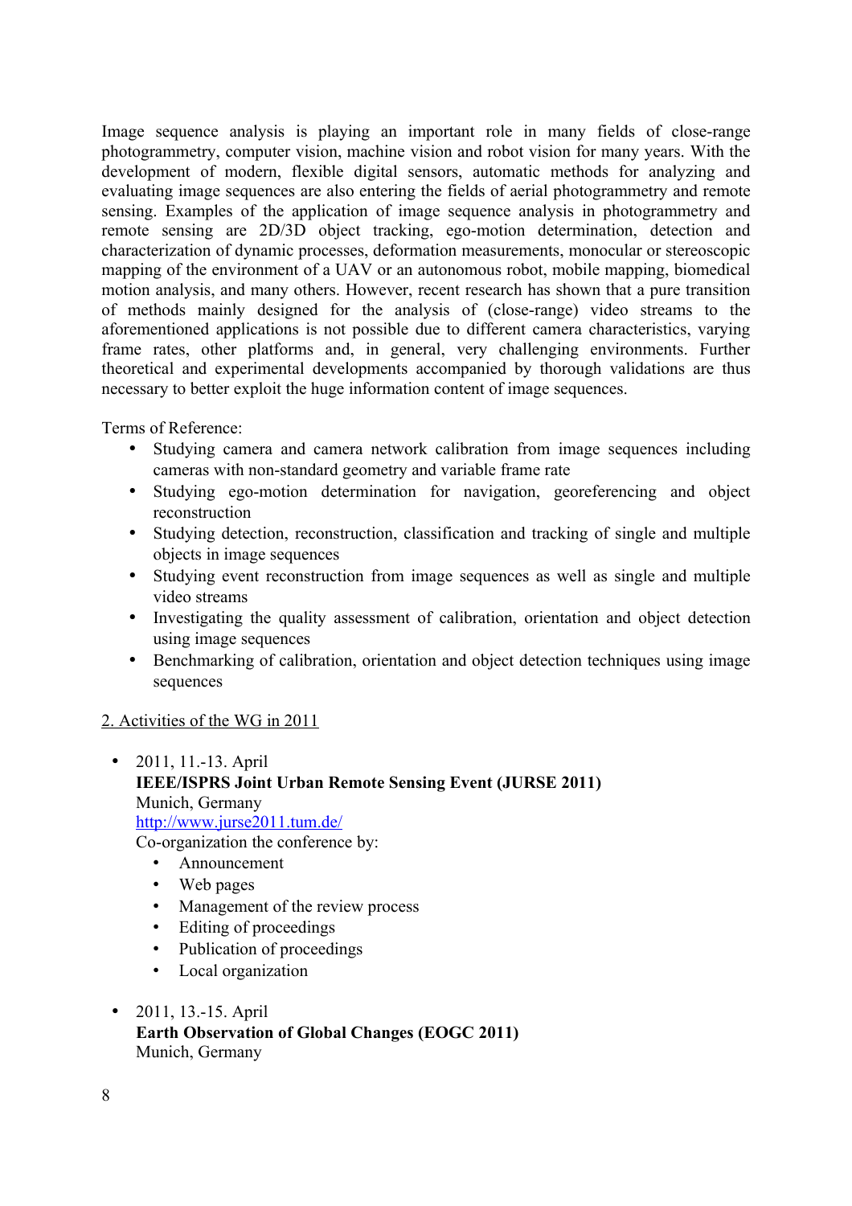Image sequence analysis is playing an important role in many fields of close-range photogrammetry, computer vision, machine vision and robot vision for many years. With the development of modern, flexible digital sensors, automatic methods for analyzing and evaluating image sequences are also entering the fields of aerial photogrammetry and remote sensing. Examples of the application of image sequence analysis in photogrammetry and remote sensing are 2D/3D object tracking, ego-motion determination, detection and characterization of dynamic processes, deformation measurements, monocular or stereoscopic mapping of the environment of a UAV or an autonomous robot, mobile mapping, biomedical motion analysis, and many others. However, recent research has shown that a pure transition of methods mainly designed for the analysis of (close-range) video streams to the aforementioned applications is not possible due to different camera characteristics, varying frame rates, other platforms and, in general, very challenging environments. Further theoretical and experimental developments accompanied by thorough validations are thus necessary to better exploit the huge information content of image sequences.

Terms of Reference:

- Studying camera and camera network calibration from image sequences including cameras with non-standard geometry and variable frame rate
- Studying ego-motion determination for navigation, georeferencing and object reconstruction
- Studying detection, reconstruction, classification and tracking of single and multiple objects in image sequences
- Studying event reconstruction from image sequences as well as single and multiple video streams
- Investigating the quality assessment of calibration, orientation and object detection using image sequences
- Benchmarking of calibration, orientation and object detection techniques using image sequences

## 2. Activities of the WG in 2011

- 2011, 11.-13. April
  **IEEE/ISPRS Joint Urban Remote Sensing Event (JURSE 2011)**
  Munich, Germany
  http://www.jurse2011.tum.de/
  Co-organization the conference by:
  - Announcement
  - Web pages
  - Management of the review process
  - Editing of proceedings
  - Publication of proceedings
  - Local organization

- 2011, 13.-15. April
  **Earth Observation of Global Changes (EOGC 2011)**
  Munich, Germany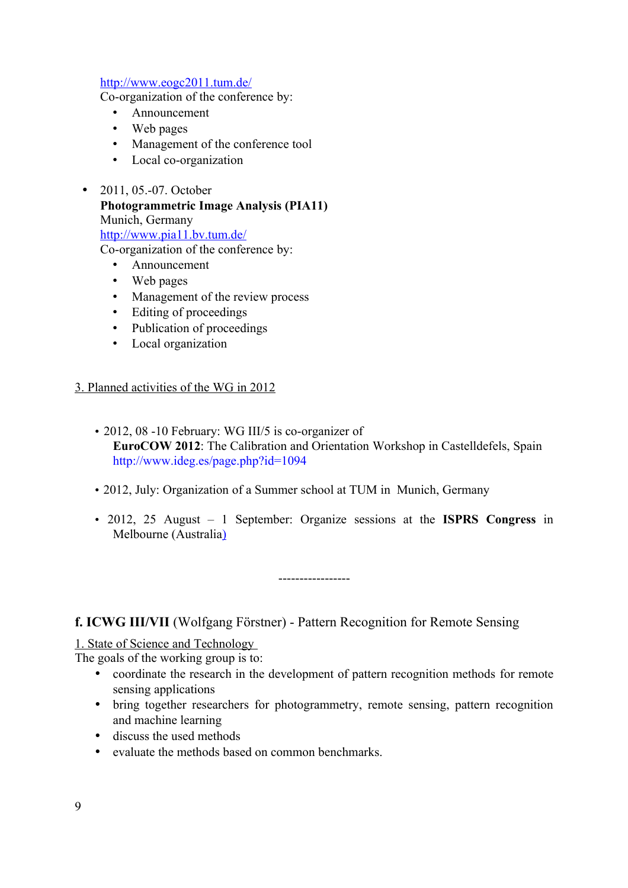http://www.eogc2011.tum.de/
Co-organization of the conference by:

- Announcement
- Web pages
- Management of the conference tool
- Local co-organization

- 2011, 05.-07. October
  **Photogrammetric Image Analysis (PIA11)**
  Munich, Germany
  http://www.pia11.bv.tum.de/
  Co-organization of the conference by:
  - Announcement
  - Web pages
  - Management of the review process
  - Editing of proceedings
  - Publication of proceedings
  - Local organization

3. Planned activities of the WG in 2012

- 2012, 08 -10 February: WG III/5 is co-organizer of
  **EuroCOW 2012**: The Calibration and Orientation Workshop in Castelldefels, Spain
  http://www.ideg.es/page.php?id=1094

- 2012, July: Organization of a Summer school at TUM in Munich, Germany

- 2012, 25 August – 1 September: Organize sessions at the **ISPRS Congress** in Melbourne (Australia)

-----------------

**f. ICWG III/VII** (Wolfgang Förstner) - Pattern Recognition for Remote Sensing

1. State of Science and Technology

The goals of the working group is to:

- coordinate the research in the development of pattern recognition methods for remote sensing applications
- bring together researchers for photogrammetry, remote sensing, pattern recognition and machine learning
- discuss the used methods
- evaluate the methods based on common benchmarks.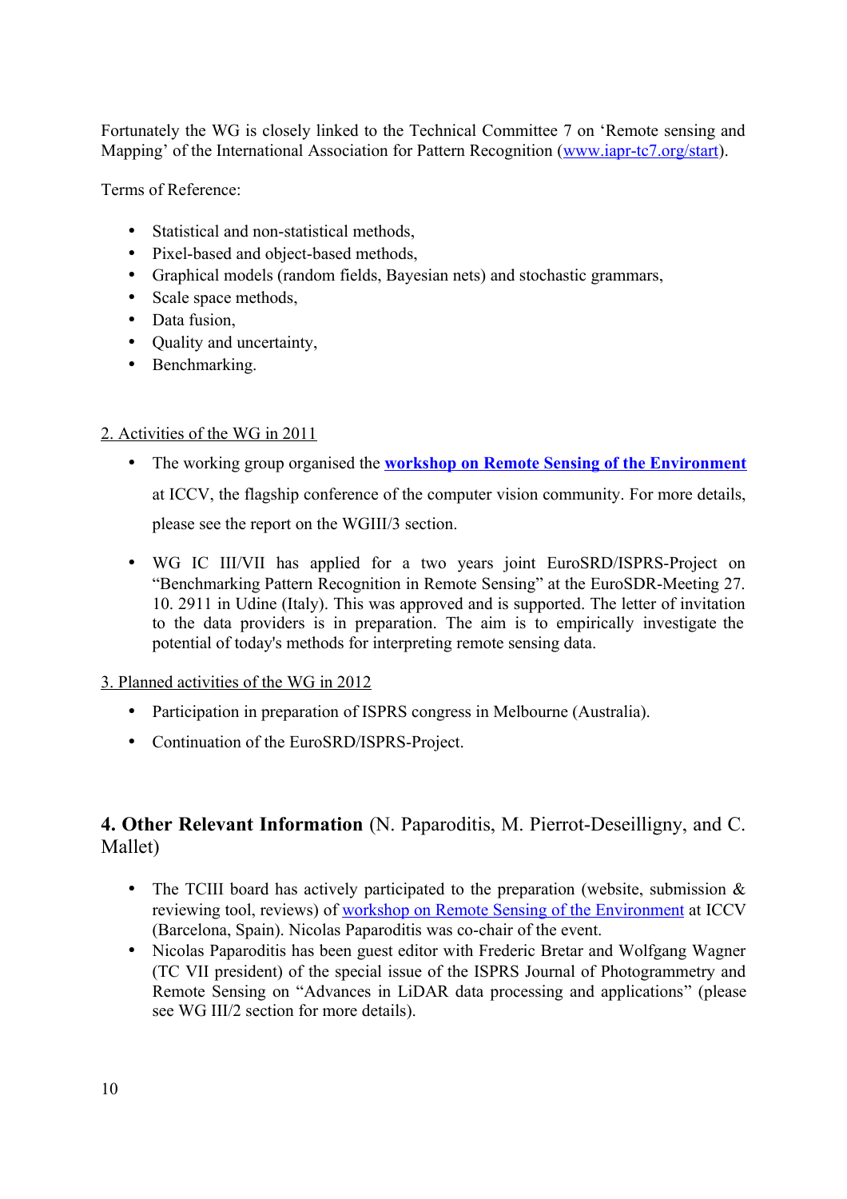Fortunately the WG is closely linked to the Technical Committee 7 on 'Remote sensing and Mapping' of the International Association for Pattern Recognition (www.iapr-tc7.org/start).

Terms of Reference:

- Statistical and non-statistical methods,
- Pixel-based and object-based methods,
- Graphical models (random fields, Bayesian nets) and stochastic grammars,
- Scale space methods,
- Data fusion,
- Quality and uncertainty,
- Benchmarking.

2. Activities of the WG in 2011

- The working group organised the **workshop on Remote Sensing of the Environment** at ICCV, the flagship conference of the computer vision community. For more details, please see the report on the WGIII/3 section.

- WG IC III/VII has applied for a two years joint EuroSRD/ISPRS-Project on "Benchmarking Pattern Recognition in Remote Sensing" at the EuroSDR-Meeting 27. 10. 2911 in Udine (Italy). This was approved and is supported. The letter of invitation to the data providers is in preparation. The aim is to empirically investigate the potential of today's methods for interpreting remote sensing data.

3. Planned activities of the WG in 2012

- Participation in preparation of ISPRS congress in Melbourne (Australia).
- Continuation of the EuroSRD/ISPRS-Project.

## **4. Other Relevant Information** (N. Paparoditis, M. Pierrot-Deseilligny, and C. Mallet)

- The TCIII board has actively participated to the preparation (website, submission & reviewing tool, reviews) of workshop on Remote Sensing of the Environment at ICCV (Barcelona, Spain). Nicolas Paparoditis was co-chair of the event.
- Nicolas Paparoditis has been guest editor with Frederic Bretar and Wolfgang Wagner (TC VII president) of the special issue of the ISPRS Journal of Photogrammetry and Remote Sensing on "Advances in LiDAR data processing and applications" (please see WG III/2 section for more details).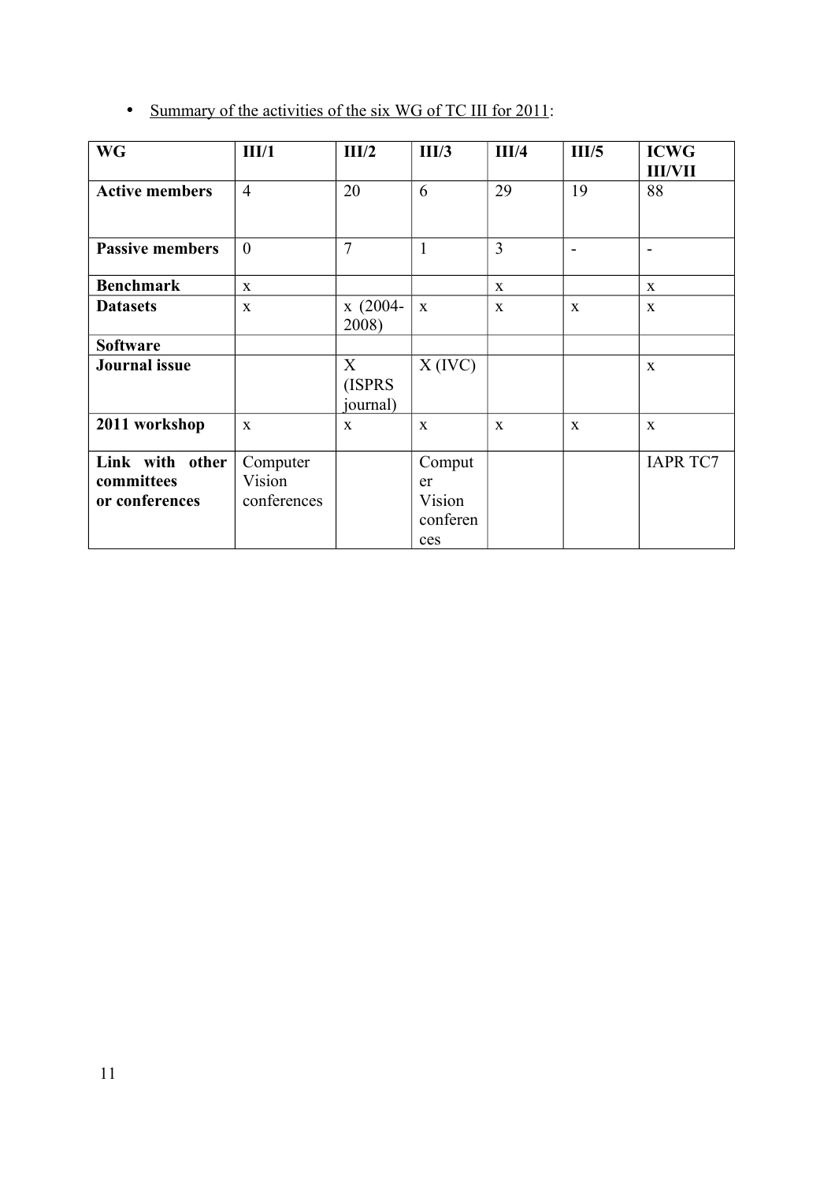- Summary of the activities of the six WG of TC III for 2011:

| WG | III/1 | III/2 | III/3 | III/4 | III/5 | ICWG III/VII |
|---|---|---|---|---|---|---|
| **Active members** | 4 | 20 | 6 | 29 | 19 | 88 |
| **Passive members** | 0 | 7 | 1 | 3 | - | - |
| **Benchmark** | x | | | x | | x |
| **Datasets** | x | x (2004-2008) | x | x | x | x |
| **Software** | | | | | | |
| **Journal issue** | | X (ISPRS journal) | X (IVC) | | | x |
| **2011 workshop** | x | x | x | x | x | x |
| **Link with other committees or conferences** | Computer Vision conferences | | Computer Vision conferences | | | IAPR TC7 |